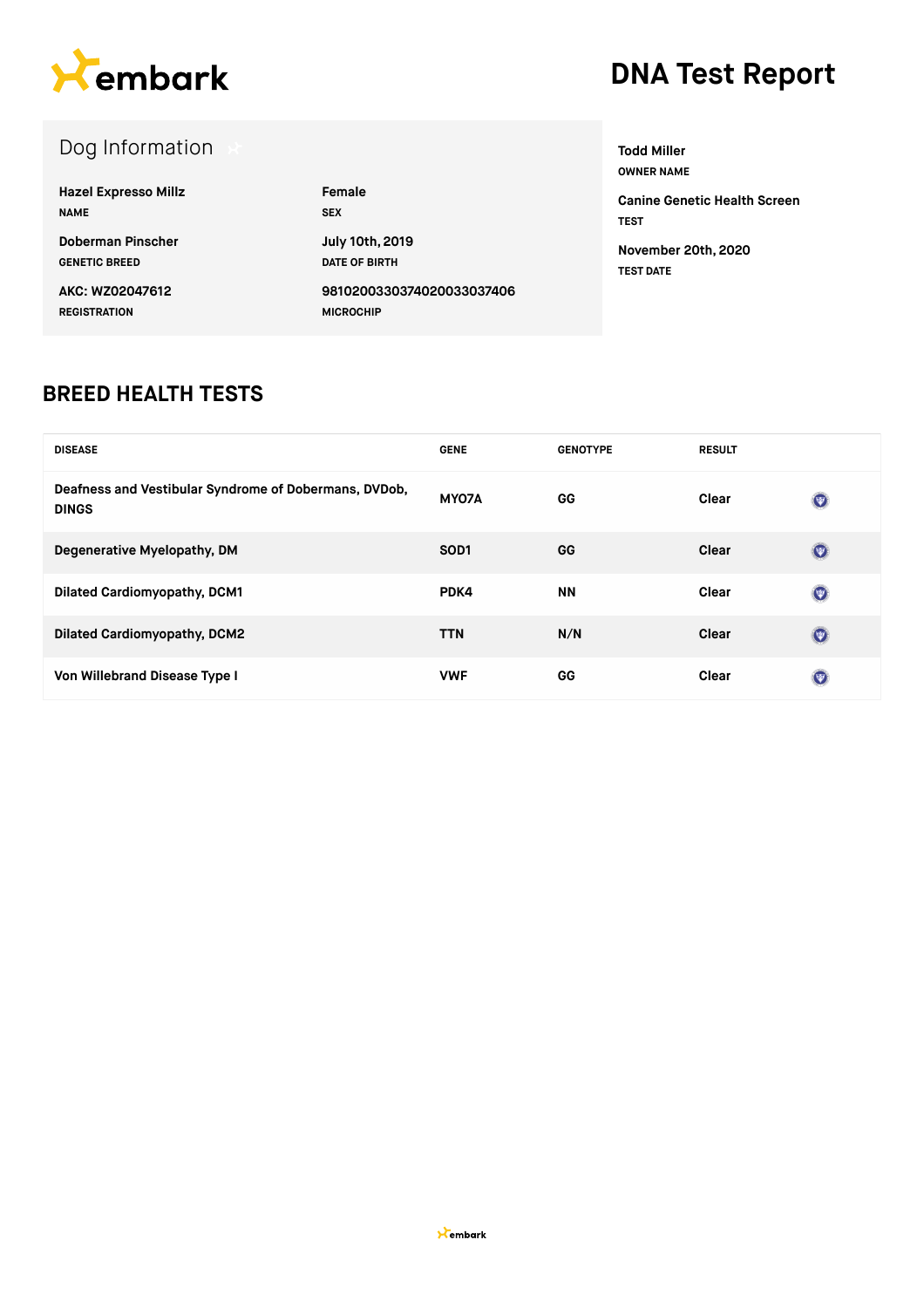# DNA Test Report

## Dog Information

| | |
|---|---|
| **Hazel Expresso Millz**<br>NAME | **Female**<br>SEX |
| **Doberman Pinscher**<br>GENETIC BREED | **July 10th, 2019**<br>DATE OF BIRTH |
| **AKC: WZ02047612**<br>REGISTRATION | **981020033037402003303740 6**<br>MICROCHIP |

**Todd Miller**
OWNER NAME

**Canine Genetic Health Screen**
TEST

**November 20th, 2020**
TEST DATE

## BREED HEALTH TESTS

| DISEASE | GENE | GENOTYPE | RESULT |
|---|---|---|---|
| Deafness and Vestibular Syndrome of Dobermans, DVDob, DINGS | MYO7A | GG | Clear |
| Degenerative Myelopathy, DM | SOD1 | GG | Clear |
| Dilated Cardiomyopathy, DCM1 | PDK4 | NN | Clear |
| Dilated Cardiomyopathy, DCM2 | TTN | N/N | Clear |
| Von Willebrand Disease Type I | VWF | GG | Clear |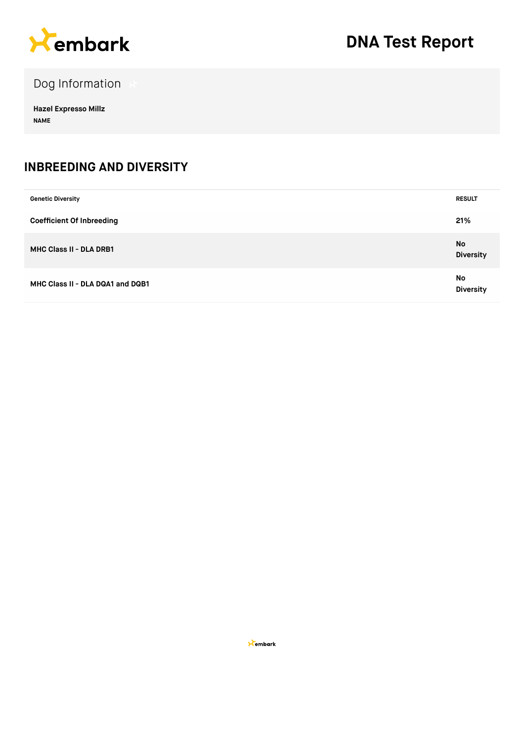# DNA Test Report

## Dog Information

**Hazel Expresso Millz**
NAME

## INBREEDING AND DIVERSITY

| Genetic Diversity | RESULT |
| --- | --- |
| **Coefficient Of Inbreeding** | **21%** |
| **MHC Class II - DLA DRB1** | **No Diversity** |
| **MHC Class II - DLA DQA1 and DQB1** | **No Diversity** |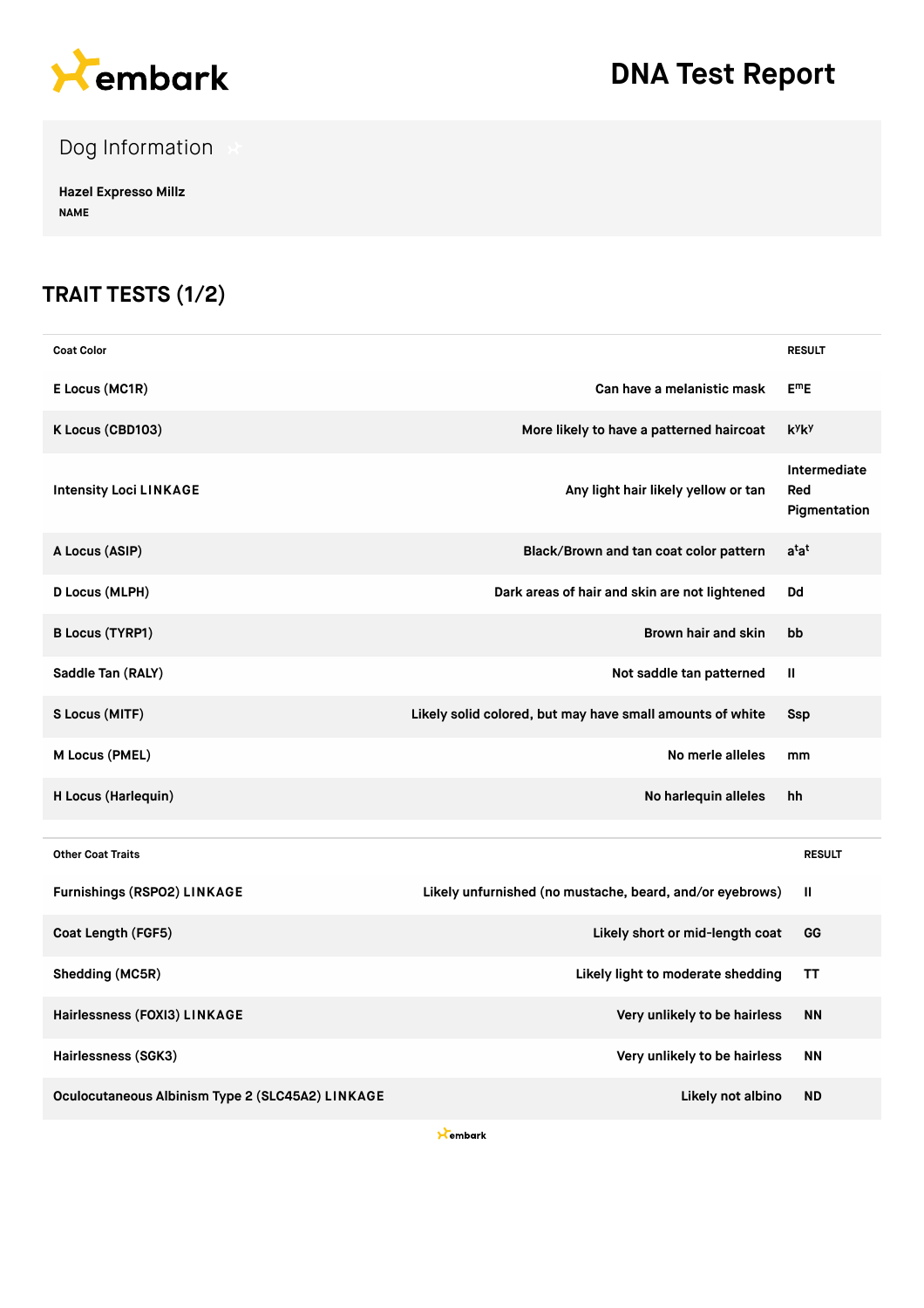# DNA Test Report

## Dog Information

**Hazel Expresso Millz**
NAME

## TRAIT TESTS (1/2)

| Coat Color | | RESULT |
|---|---|---|
| E Locus (MC1R) | Can have a melanistic mask | $E^mE$ |
| K Locus (CBD103) | More likely to have a patterned haircoat | $k^yk^y$ |
| Intensity Loci LINKAGE | Any light hair likely yellow or tan | Intermediate Red Pigmentation |
| A Locus (ASIP) | Black/Brown and tan coat color pattern | $a^ta^t$ |
| D Locus (MLPH) | Dark areas of hair and skin are not lightened | Dd |
| B Locus (TYRP1) | Brown hair and skin | bb |
| Saddle Tan (RALY) | Not saddle tan patterned | II |
| S Locus (MITF) | Likely solid colored, but may have small amounts of white | Ssp |
| M Locus (PMEL) | No merle alleles | mm |
| H Locus (Harlequin) | No harlequin alleles | hh |

| Other Coat Traits | | RESULT |
|---|---|---|
| Furnishings (RSPO2) LINKAGE | Likely unfurnished (no mustache, beard, and/or eyebrows) | II |
| Coat Length (FGF5) | Likely short or mid-length coat | GG |
| Shedding (MC5R) | Likely light to moderate shedding | TT |
| Hairlessness (FOXI3) LINKAGE | Very unlikely to be hairless | NN |
| Hairlessness (SGK3) | Very unlikely to be hairless | NN |
| Oculocutaneous Albinism Type 2 (SLC45A2) LINKAGE | Likely not albino | ND |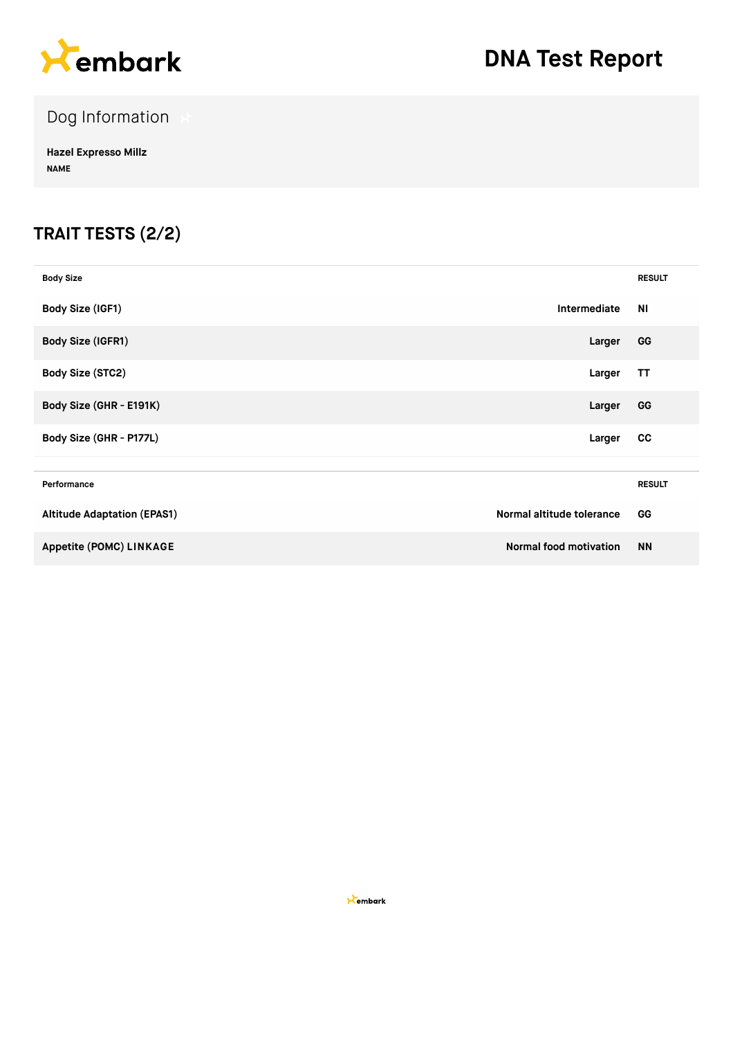# embark

# DNA Test Report

## Dog Information

**Hazel Expresso Millz**
NAME

## TRAIT TESTS (2/2)

| Body Size | | RESULT |
| --- | --- | --- |
| Body Size (IGF1) | Intermediate | NI |
| Body Size (IGFR1) | Larger | GG |
| Body Size (STC2) | Larger | TT |
| Body Size (GHR - E191K) | Larger | GG |
| Body Size (GHR - P177L) | Larger | CC |

| Performance | | RESULT |
| --- | --- | --- |
| Altitude Adaptation (EPAS1) | Normal altitude tolerance | GG |
| Appetite (POMC) LINKAGE | Normal food motivation | NN |